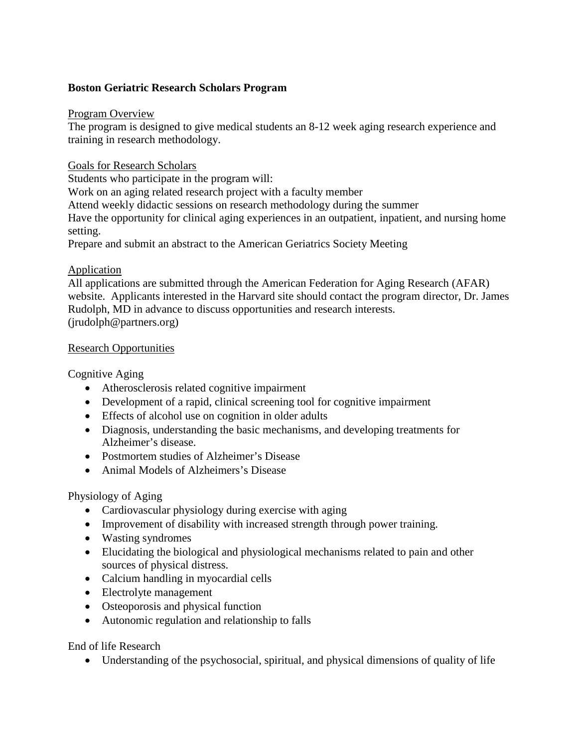**Boston Geriatric Research Scholars Program**

Program Overview

The program is designed to give medical students an 8-12 week aging research experience and training in research methodology.

Goals for Research Scholars

Students who participate in the program will:

Work on an aging related research project with a faculty member

Attend weekly didactic sessions on research methodology during the summer

Have the opportunity for clinical aging experiences in an outpatient, inpatient, and nursing home setting.

Prepare and submit an abstract to the American Geriatrics Society Meeting

Application

All applications are submitted through the American Federation for Aging Research (AFAR) website. Applicants interested in the Harvard site should contact the program director, Dr. James Rudolph, MD in advance to discuss opportunities and research interests. (jrudolph@partners.org)

Research Opportunities

Cognitive Aging

- Atherosclerosis related cognitive impairment
- Development of a rapid, clinical screening tool for cognitive impairment
- Effects of alcohol use on cognition in older adults
- Diagnosis, understanding the basic mechanisms, and developing treatments for Alzheimer's disease.
- Postmortem studies of Alzheimer's Disease
- Animal Models of Alzheimers's Disease

Physiology of Aging

- Cardiovascular physiology during exercise with aging
- Improvement of disability with increased strength through power training.
- Wasting syndromes
- Elucidating the biological and physiological mechanisms related to pain and other sources of physical distress.
- Calcium handling in myocardial cells
- Electrolyte management
- Osteoporosis and physical function
- Autonomic regulation and relationship to falls

End of life Research

- Understanding of the psychosocial, spiritual, and physical dimensions of quality of life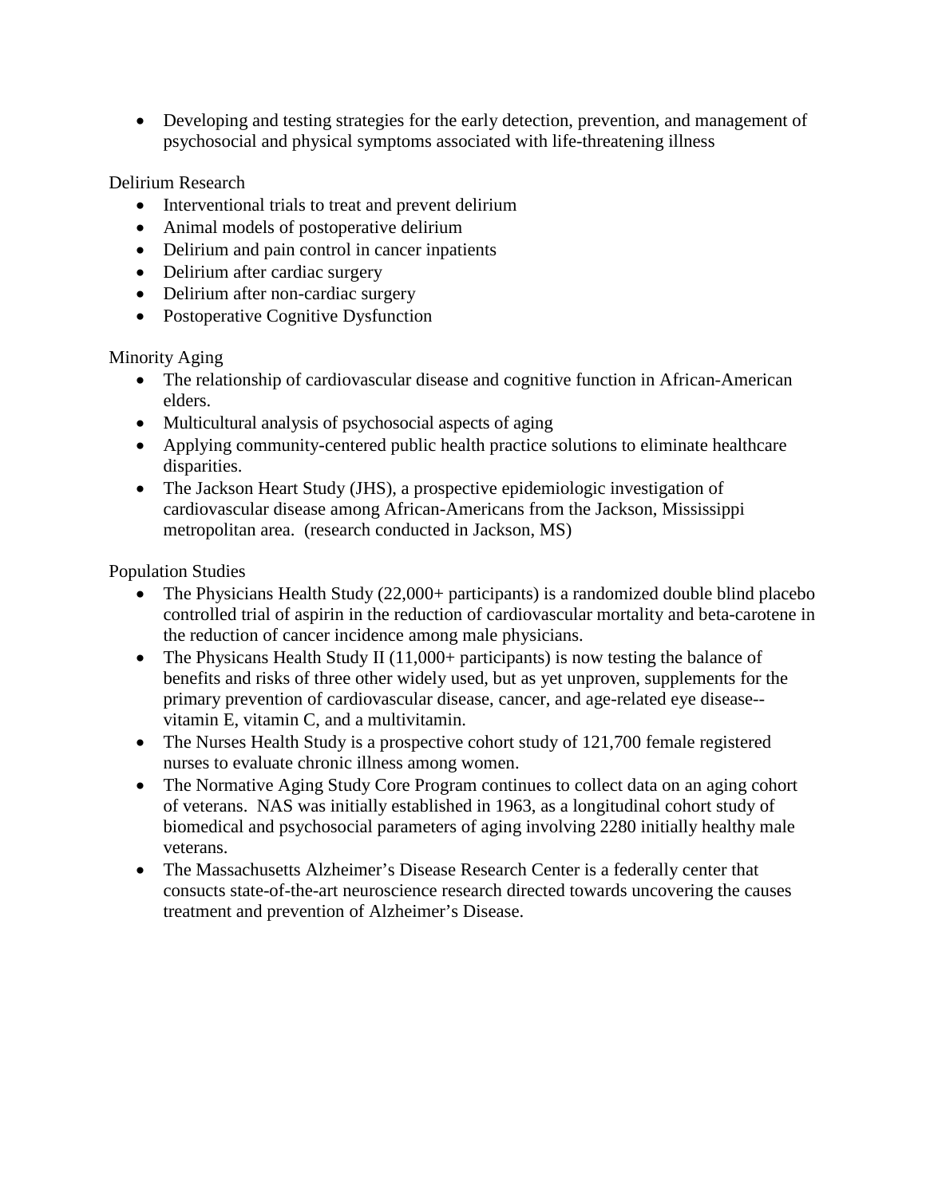- Developing and testing strategies for the early detection, prevention, and management of psychosocial and physical symptoms associated with life-threatening illness

Delirium Research

- Interventional trials to treat and prevent delirium
- Animal models of postoperative delirium
- Delirium and pain control in cancer inpatients
- Delirium after cardiac surgery
- Delirium after non-cardiac surgery
- Postoperative Cognitive Dysfunction

Minority Aging

- The relationship of cardiovascular disease and cognitive function in African-American elders.
- Multicultural analysis of psychosocial aspects of aging
- Applying community-centered public health practice solutions to eliminate healthcare disparities.
- The Jackson Heart Study (JHS), a prospective epidemiologic investigation of cardiovascular disease among African-Americans from the Jackson, Mississippi metropolitan area. (research conducted in Jackson, MS)

Population Studies

- The Physicians Health Study (22,000+ participants) is a randomized double blind placebo controlled trial of aspirin in the reduction of cardiovascular mortality and beta-carotene in the reduction of cancer incidence among male physicians.
- The Physicans Health Study II (11,000+ participants) is now testing the balance of benefits and risks of three other widely used, but as yet unproven, supplements for the primary prevention of cardiovascular disease, cancer, and age-related eye disease--vitamin E, vitamin C, and a multivitamin.
- The Nurses Health Study is a prospective cohort study of 121,700 female registered nurses to evaluate chronic illness among women.
- The Normative Aging Study Core Program continues to collect data on an aging cohort of veterans. NAS was initially established in 1963, as a longitudinal cohort study of biomedical and psychosocial parameters of aging involving 2280 initially healthy male veterans.
- The Massachusetts Alzheimer's Disease Research Center is a federally center that consucts state-of-the-art neuroscience research directed towards uncovering the causes treatment and prevention of Alzheimer's Disease.